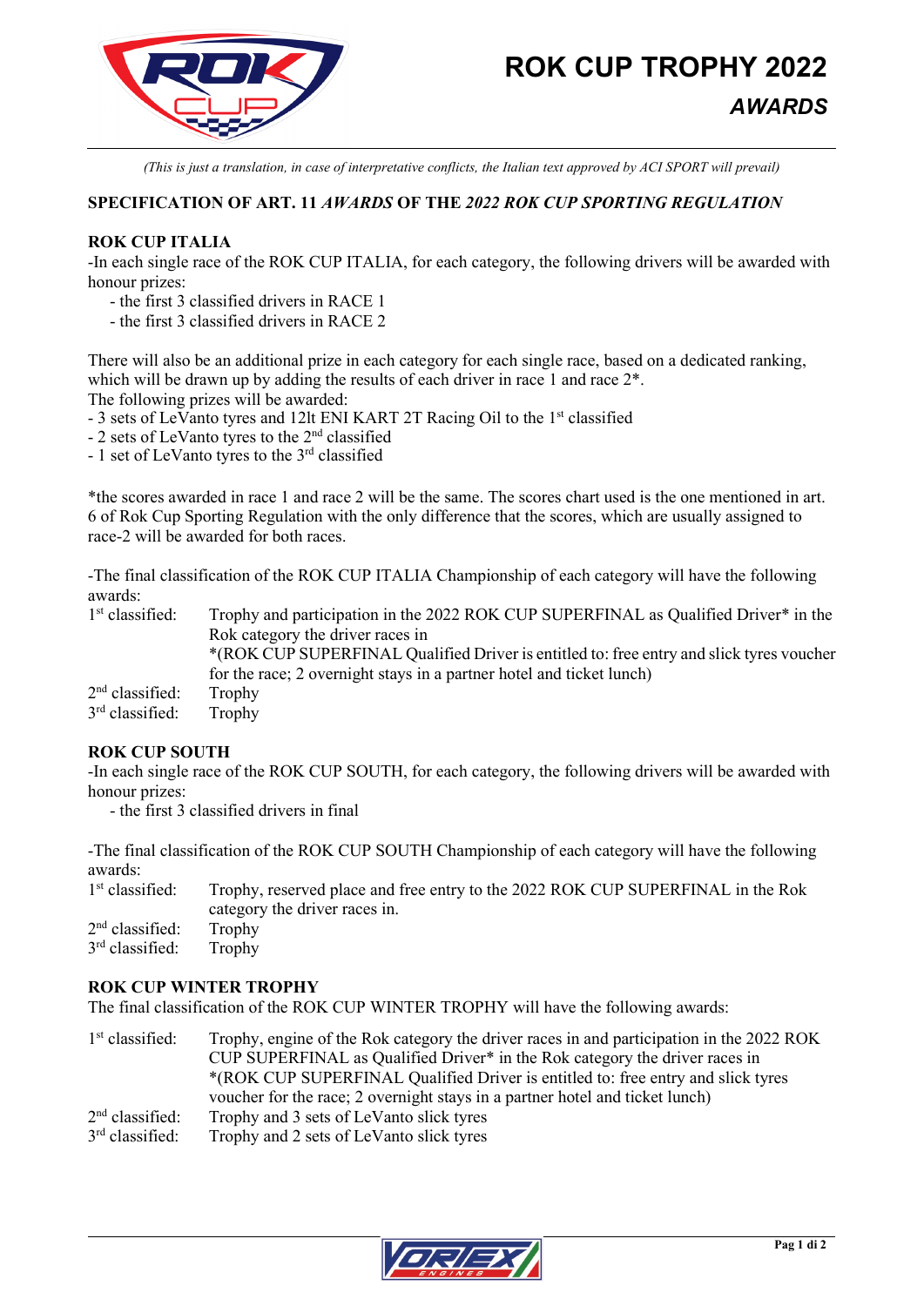# ROK CUP TROPHY 2022

## *AWARDS*

*(This is just a translation, in case of interpretative conflicts, the Italian text approved by ACI SPORT will prevail)*

**SPECIFICATION OF ART. 11 *AWARDS* OF THE *2022 ROK CUP SPORTING REGULATION***

### ROK CUP ITALIA

-In each single race of the ROK CUP ITALIA, for each category, the following drivers will be awarded with honour prizes:

- the first 3 classified drivers in RACE 1
- the first 3 classified drivers in RACE 2

There will also be an additional prize in each category for each single race, based on a dedicated ranking, which will be drawn up by adding the results of each driver in race 1 and race 2*.
The following prizes will be awarded:

- 3 sets of LeVanto tyres and 12lt ENI KART 2T Racing Oil to the 1st classified
- 2 sets of LeVanto tyres to the 2nd classified
- 1 set of LeVanto tyres to the 3rd classified

*the scores awarded in race 1 and race 2 will be the same. The scores chart used is the one mentioned in art. 6 of Rok Cup Sporting Regulation with the only difference that the scores, which are usually assigned to race-2 will be awarded for both races.

-The final classification of the ROK CUP ITALIA Championship of each category will have the following awards:

| | |
|---|---|
| 1st classified: | Trophy and participation in the 2022 ROK CUP SUPERFINAL as Qualified Driver* in the Rok category the driver races in<br>*(ROK CUP SUPERFINAL Qualified Driver is entitled to: free entry and slick tyres voucher for the race; 2 overnight stays in a partner hotel and ticket lunch) |
| 2nd classified: | Trophy |
| 3rd classified: | Trophy |

### ROK CUP SOUTH

-In each single race of the ROK CUP SOUTH, for each category, the following drivers will be awarded with honour prizes:

- the first 3 classified drivers in final

-The final classification of the ROK CUP SOUTH Championship of each category will have the following awards:

| | |
|---|---|
| 1st classified: | Trophy, reserved place and free entry to the 2022 ROK CUP SUPERFINAL in the Rok category the driver races in. |
| 2nd classified: | Trophy |
| 3rd classified: | Trophy |

### ROK CUP WINTER TROPHY

The final classification of the ROK CUP WINTER TROPHY will have the following awards:

| | |
|---|---|
| 1st classified: | Trophy, engine of the Rok category the driver races in and participation in the 2022 ROK CUP SUPERFINAL as Qualified Driver* in the Rok category the driver races in<br>*(ROK CUP SUPERFINAL Qualified Driver is entitled to: free entry and slick tyres voucher for the race; 2 overnight stays in a partner hotel and ticket lunch) |
| 2nd classified: | Trophy and 3 sets of LeVanto slick tyres |
| 3rd classified: | Trophy and 2 sets of LeVanto slick tyres |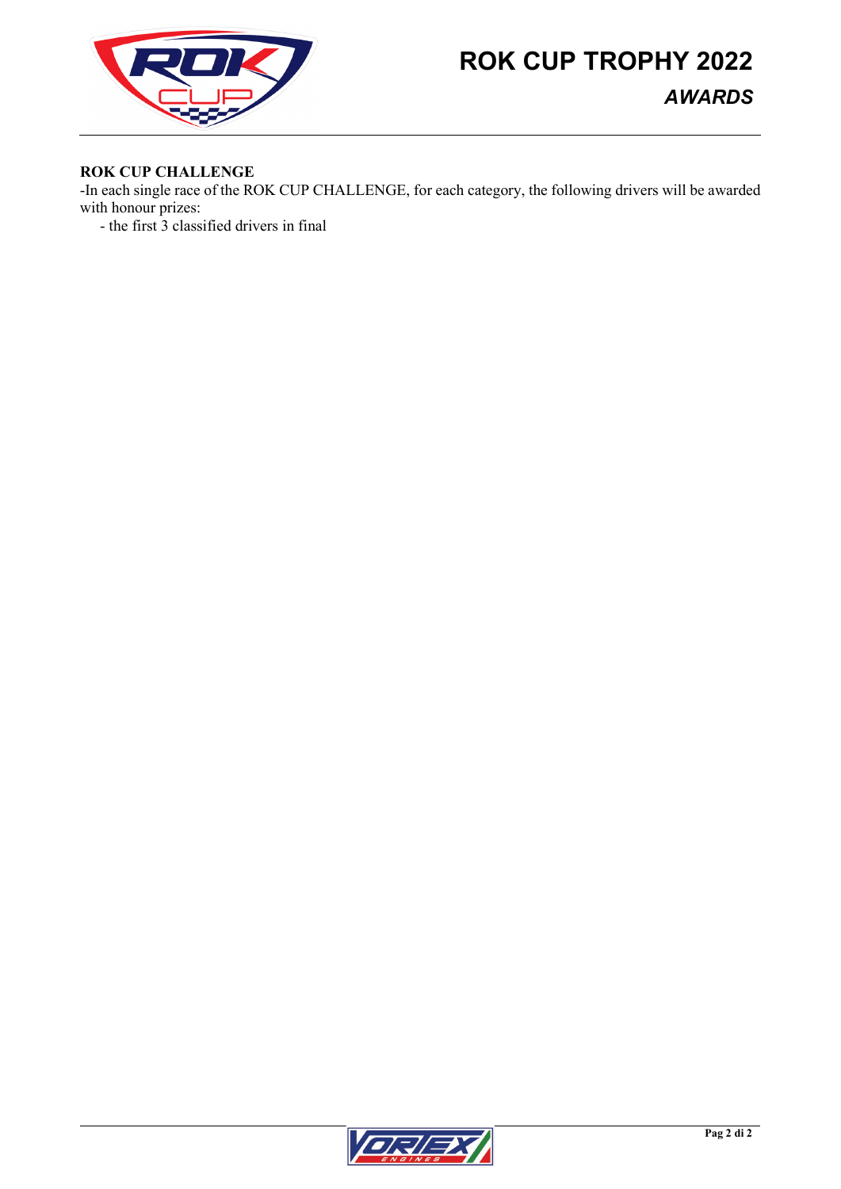**ROK CUP CHALLENGE**

-In each single race of the ROK CUP CHALLENGE, for each category, the following drivers will be awarded with honour prizes:

- the first 3 classified drivers in final